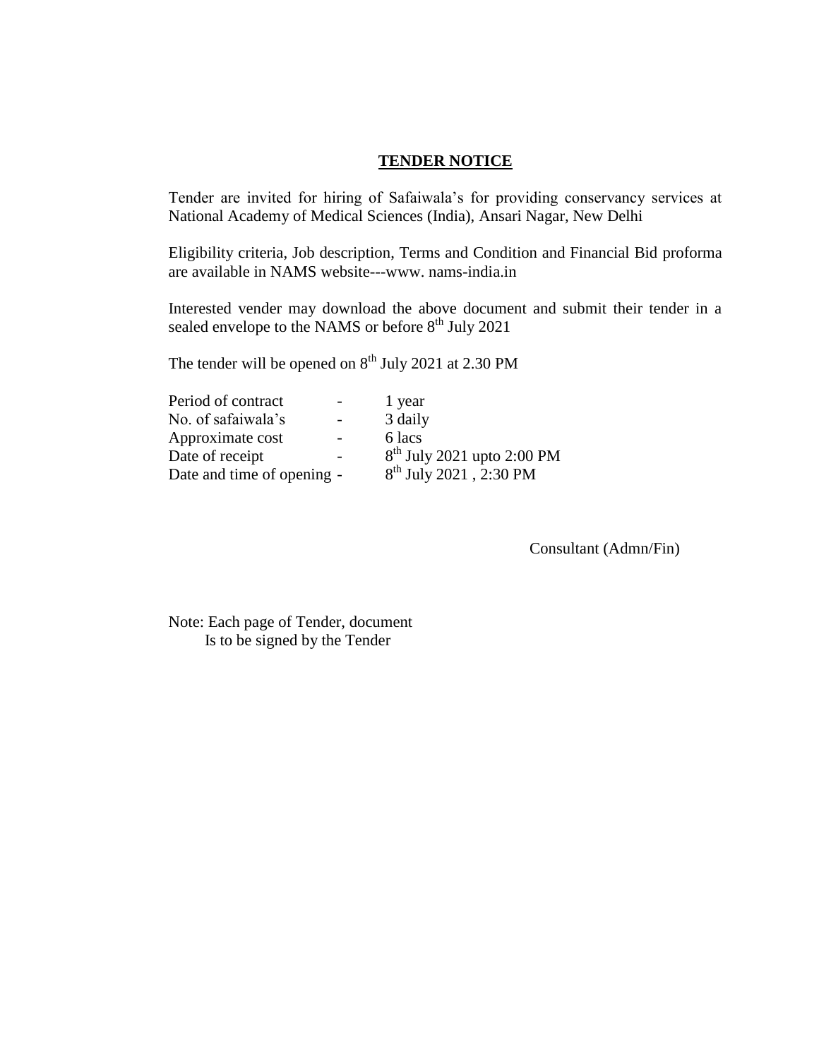# **TENDER NOTICE**

Tender are invited for hiring of Safaiwala's for providing conservancy services at National Academy of Medical Sciences (India), Ansari Nagar, New Delhi

Eligibility criteria, Job description, Terms and Condition and Financial Bid proforma are available in NAMS website---www. nams-india.in

Interested vender may download the above document and submit their tender in a sealed envelope to the NAMS or before 8th July 2021

The tender will be opened on 8th July 2021 at 2.30 PM

| | | |
|---|---|---|
| Period of contract | - | 1 year |
| No. of safaiwala's | - | 3 daily |
| Approximate cost | - | 6 lacs |
| Date of receipt | - | 8th July 2021 upto 2:00 PM |
| Date and time of opening | - | 8th July 2021 , 2:30 PM |

Consultant (Admn/Fin)

Note: Each page of Tender, document
Is to be signed by the Tender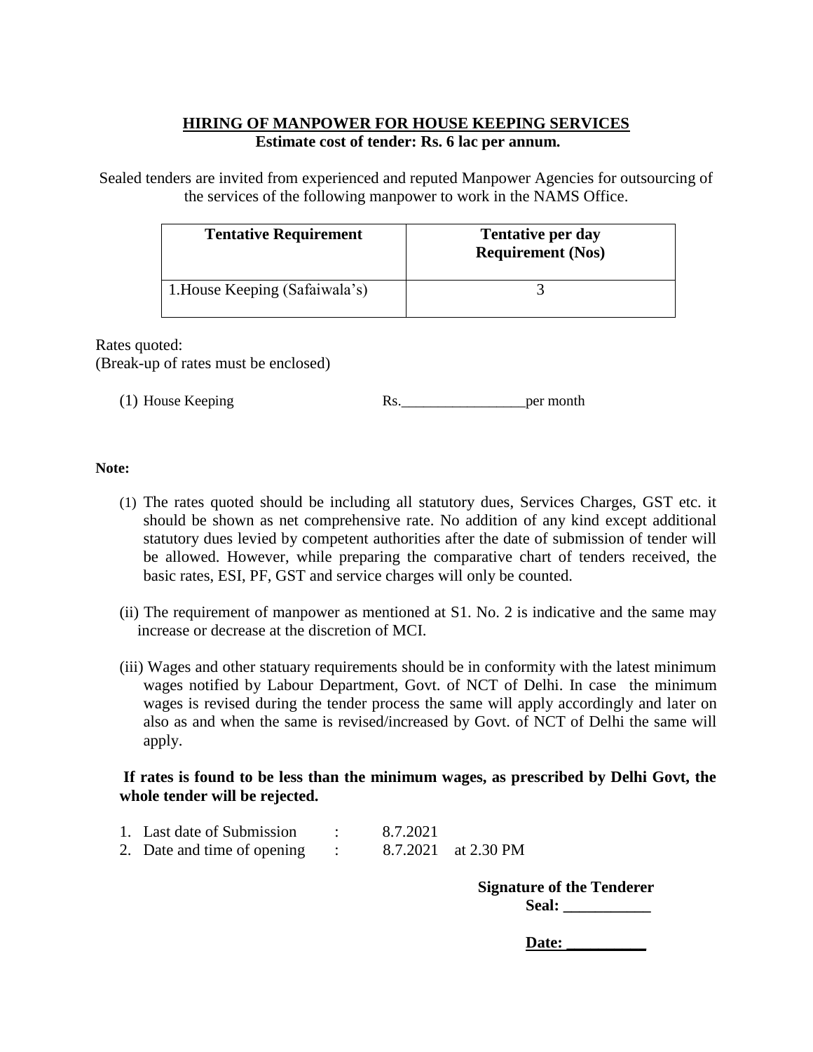## HIRING OF MANPOWER FOR HOUSE KEEPING SERVICES

**Estimate cost of tender: Rs. 6 lac per annum.**

Sealed tenders are invited from experienced and reputed Manpower Agencies for outsourcing of the services of the following manpower to work in the NAMS Office.

| Tentative Requirement | Tentative per day Requirement (Nos) |
|---|---|
| 1.House Keeping (Safaiwala's) | 3 |

Rates quoted:
(Break-up of rates must be enclosed)

(1) House Keeping Rs.__________________per month

**Note:**

(1) The rates quoted should be including all statutory dues, Services Charges, GST etc. it should be shown as net comprehensive rate. No addition of any kind except additional statutory dues levied by competent authorities after the date of submission of tender will be allowed. However, while preparing the comparative chart of tenders received, the basic rates, ESI, PF, GST and service charges will only be counted.

(ii) The requirement of manpower as mentioned at S1. No. 2 is indicative and the same may increase or decrease at the discretion of MCI.

(iii) Wages and other statuary requirements should be in conformity with the latest minimum wages notified by Labour Department, Govt. of NCT of Delhi. In case the minimum wages is revised during the tender process the same will apply accordingly and later on also as and when the same is revised/increased by Govt. of NCT of Delhi the same will apply.

**If rates is found to be less than the minimum wages, as prescribed by Delhi Govt, the whole tender will be rejected.**

1. Last date of Submission : 8.7.2021
2. Date and time of opening : 8.7.2021 at 2.30 PM

**Signature of the Tenderer**

**Seal: ___________**

**Date: __________**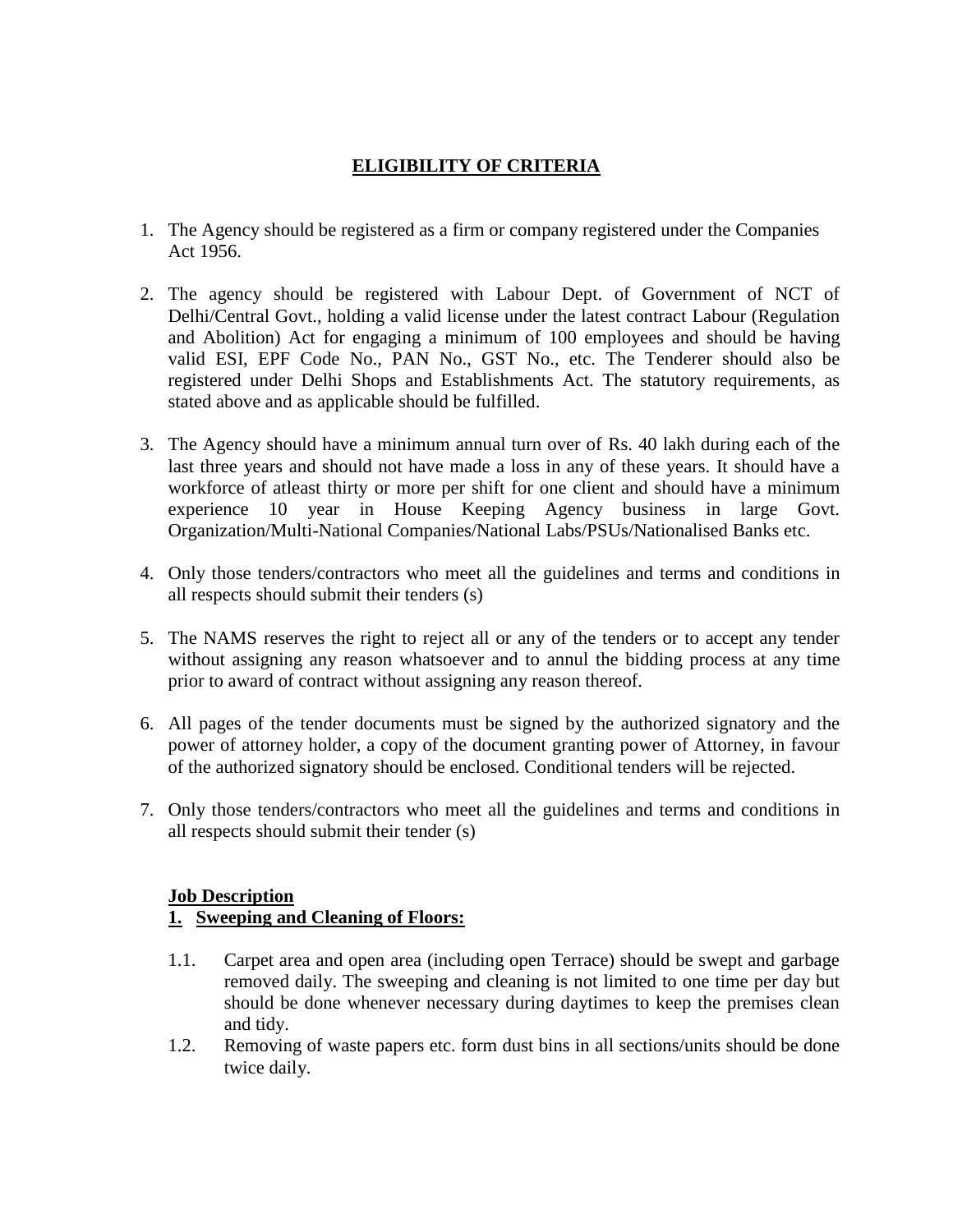## ELIGIBILITY OF CRITERIA

1. The Agency should be registered as a firm or company registered under the Companies Act 1956.

2. The agency should be registered with Labour Dept. of Government of NCT of Delhi/Central Govt., holding a valid license under the latest contract Labour (Regulation and Abolition) Act for engaging a minimum of 100 employees and should be having valid ESI, EPF Code No., PAN No., GST No., etc. The Tenderer should also be registered under Delhi Shops and Establishments Act. The statutory requirements, as stated above and as applicable should be fulfilled.

3. The Agency should have a minimum annual turn over of Rs. 40 lakh during each of the last three years and should not have made a loss in any of these years. It should have a workforce of atleast thirty or more per shift for one client and should have a minimum experience 10 year in House Keeping Agency business in large Govt. Organization/Multi-National Companies/National Labs/PSUs/Nationalised Banks etc.

4. Only those tenders/contractors who meet all the guidelines and terms and conditions in all respects should submit their tenders (s)

5. The NAMS reserves the right to reject all or any of the tenders or to accept any tender without assigning any reason whatsoever and to annul the bidding process at any time prior to award of contract without assigning any reason thereof.

6. All pages of the tender documents must be signed by the authorized signatory and the power of attorney holder, a copy of the document granting power of Attorney, in favour of the authorized signatory should be enclosed. Conditional tenders will be rejected.

7. Only those tenders/contractors who meet all the guidelines and terms and conditions in all respects should submit their tender (s)

### Job Description

#### 1. Sweeping and Cleaning of Floors:

1.1. Carpet area and open area (including open Terrace) should be swept and garbage removed daily. The sweeping and cleaning is not limited to one time per day but should be done whenever necessary during daytimes to keep the premises clean and tidy.

1.2. Removing of waste papers etc. form dust bins in all sections/units should be done twice daily.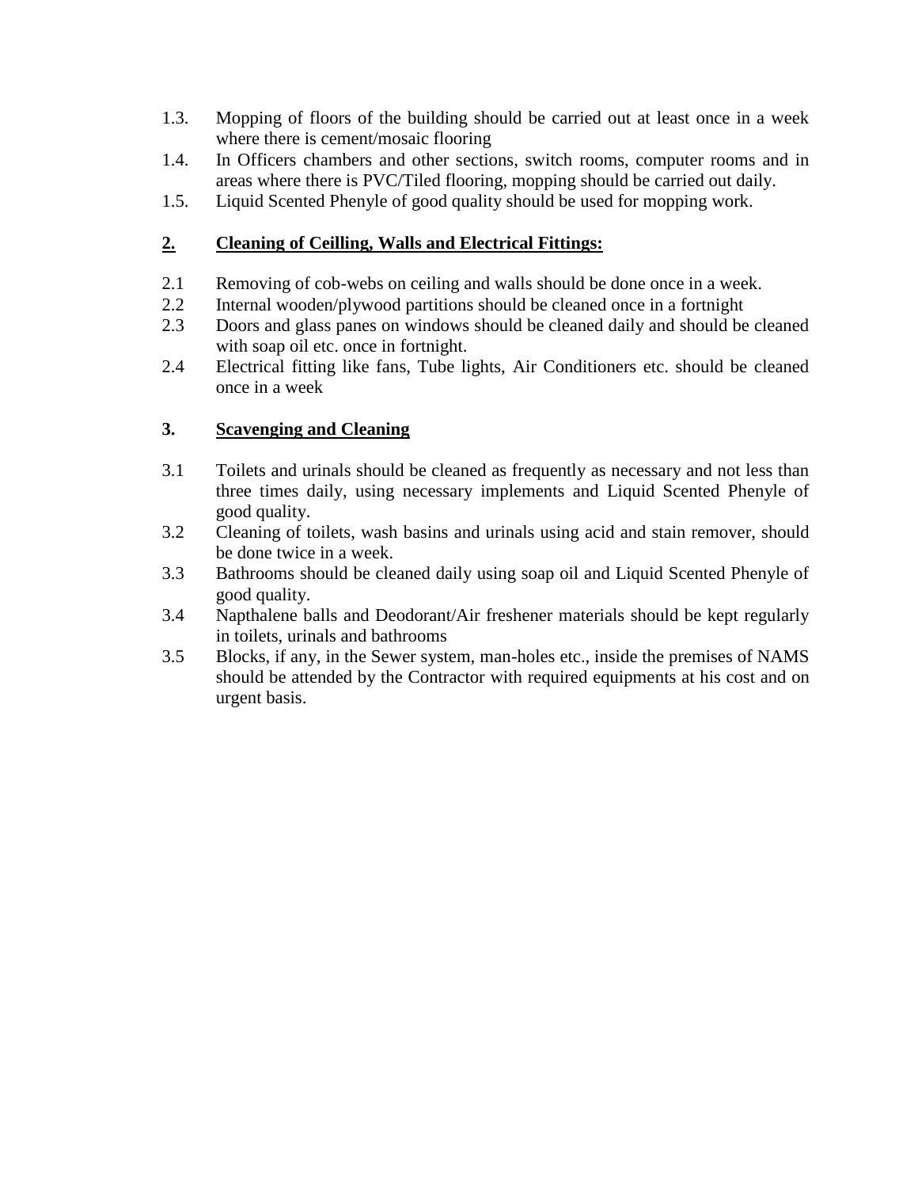1.3. Mopping of floors of the building should be carried out at least once in a week where there is cement/mosaic flooring

1.4. In Officers chambers and other sections, switch rooms, computer rooms and in areas where there is PVC/Tiled flooring, mopping should be carried out daily.

1.5. Liquid Scented Phenyle of good quality should be used for mopping work.

## 2. Cleaning of Ceilling, Walls and Electrical Fittings:

2.1 Removing of cob-webs on ceiling and walls should be done once in a week.

2.2 Internal wooden/plywood partitions should be cleaned once in a fortnight

2.3 Doors and glass panes on windows should be cleaned daily and should be cleaned with soap oil etc. once in fortnight.

2.4 Electrical fitting like fans, Tube lights, Air Conditioners etc. should be cleaned once in a week

## 3. Scavenging and Cleaning

3.1 Toilets and urinals should be cleaned as frequently as necessary and not less than three times daily, using necessary implements and Liquid Scented Phenyle of good quality.

3.2 Cleaning of toilets, wash basins and urinals using acid and stain remover, should be done twice in a week.

3.3 Bathrooms should be cleaned daily using soap oil and Liquid Scented Phenyle of good quality.

3.4 Napthalene balls and Deodorant/Air freshener materials should be kept regularly in toilets, urinals and bathrooms

3.5 Blocks, if any, in the Sewer system, man-holes etc., inside the premises of NAMS should be attended by the Contractor with required equipments at his cost and on urgent basis.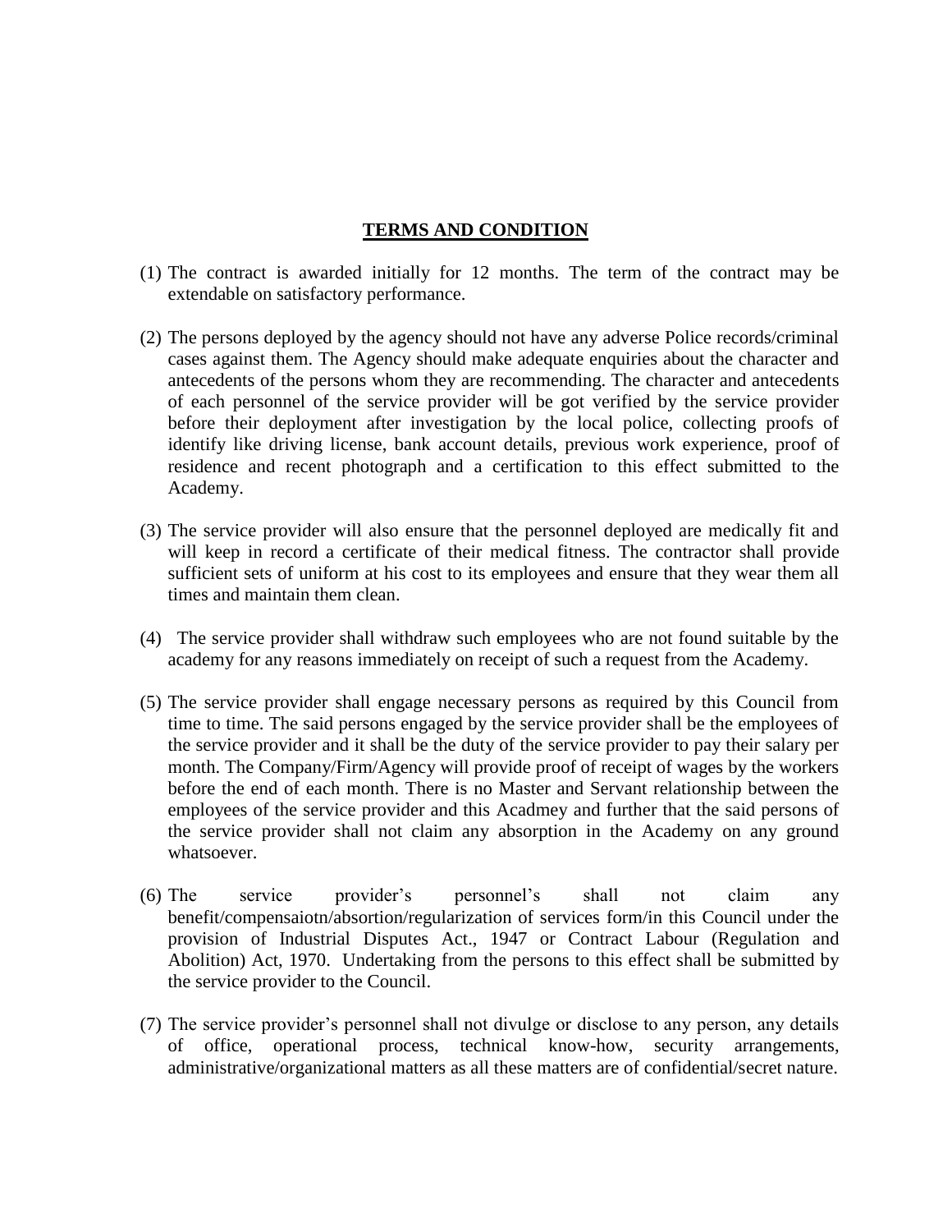## TERMS AND CONDITION

(1) The contract is awarded initially for 12 months. The term of the contract may be extendable on satisfactory performance.

(2) The persons deployed by the agency should not have any adverse Police records/criminal cases against them. The Agency should make adequate enquiries about the character and antecedents of the persons whom they are recommending. The character and antecedents of each personnel of the service provider will be got verified by the service provider before their deployment after investigation by the local police, collecting proofs of identify like driving license, bank account details, previous work experience, proof of residence and recent photograph and a certification to this effect submitted to the Academy.

(3) The service provider will also ensure that the personnel deployed are medically fit and will keep in record a certificate of their medical fitness. The contractor shall provide sufficient sets of uniform at his cost to its employees and ensure that they wear them all times and maintain them clean.

(4) The service provider shall withdraw such employees who are not found suitable by the academy for any reasons immediately on receipt of such a request from the Academy.

(5) The service provider shall engage necessary persons as required by this Council from time to time. The said persons engaged by the service provider shall be the employees of the service provider and it shall be the duty of the service provider to pay their salary per month. The Company/Firm/Agency will provide proof of receipt of wages by the workers before the end of each month. There is no Master and Servant relationship between the employees of the service provider and this Acadmey and further that the said persons of the service provider shall not claim any absorption in the Academy on any ground whatsoever.

(6) The service provider's personnel's shall not claim any benefit/compensaiotn/absortion/regularization of services form/in this Council under the provision of Industrial Disputes Act., 1947 or Contract Labour (Regulation and Abolition) Act, 1970. Undertaking from the persons to this effect shall be submitted by the service provider to the Council.

(7) The service provider's personnel shall not divulge or disclose to any person, any details of office, operational process, technical know-how, security arrangements, administrative/organizational matters as all these matters are of confidential/secret nature.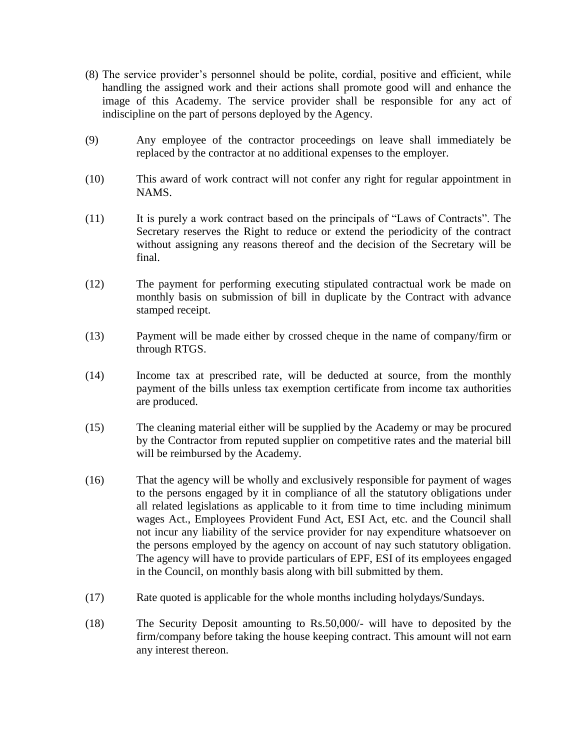(8) The service provider's personnel should be polite, cordial, positive and efficient, while handling the assigned work and their actions shall promote good will and enhance the image of this Academy. The service provider shall be responsible for any act of indiscipline on the part of persons deployed by the Agency.

(9) Any employee of the contractor proceedings on leave shall immediately be replaced by the contractor at no additional expenses to the employer.

(10) This award of work contract will not confer any right for regular appointment in NAMS.

(11) It is purely a work contract based on the principals of "Laws of Contracts". The Secretary reserves the Right to reduce or extend the periodicity of the contract without assigning any reasons thereof and the decision of the Secretary will be final.

(12) The payment for performing executing stipulated contractual work be made on monthly basis on submission of bill in duplicate by the Contract with advance stamped receipt.

(13) Payment will be made either by crossed cheque in the name of company/firm or through RTGS.

(14) Income tax at prescribed rate, will be deducted at source, from the monthly payment of the bills unless tax exemption certificate from income tax authorities are produced.

(15) The cleaning material either will be supplied by the Academy or may be procured by the Contractor from reputed supplier on competitive rates and the material bill will be reimbursed by the Academy.

(16) That the agency will be wholly and exclusively responsible for payment of wages to the persons engaged by it in compliance of all the statutory obligations under all related legislations as applicable to it from time to time including minimum wages Act., Employees Provident Fund Act, ESI Act, etc. and the Council shall not incur any liability of the service provider for nay expenditure whatsoever on the persons employed by the agency on account of nay such statutory obligation. The agency will have to provide particulars of EPF, ESI of its employees engaged in the Council, on monthly basis along with bill submitted by them.

(17) Rate quoted is applicable for the whole months including holydays/Sundays.

(18) The Security Deposit amounting to Rs.50,000/- will have to deposited by the firm/company before taking the house keeping contract. This amount will not earn any interest thereon.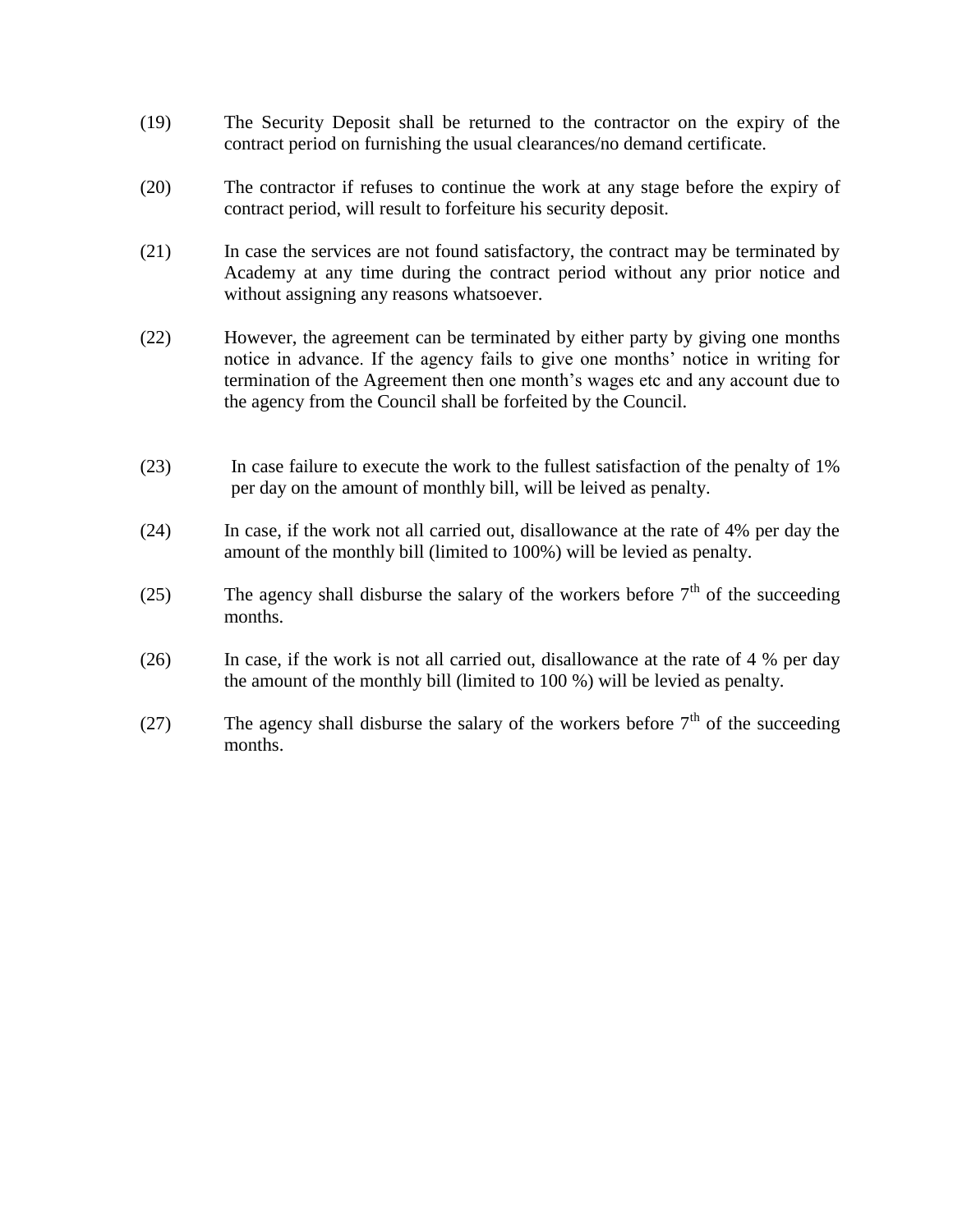(19) The Security Deposit shall be returned to the contractor on the expiry of the contract period on furnishing the usual clearances/no demand certificate.

(20) The contractor if refuses to continue the work at any stage before the expiry of contract period, will result to forfeiture his security deposit.

(21) In case the services are not found satisfactory, the contract may be terminated by Academy at any time during the contract period without any prior notice and without assigning any reasons whatsoever.

(22) However, the agreement can be terminated by either party by giving one months notice in advance. If the agency fails to give one months' notice in writing for termination of the Agreement then one month's wages etc and any account due to the agency from the Council shall be forfeited by the Council.

(23) In case failure to execute the work to the fullest satisfaction of the penalty of 1% per day on the amount of monthly bill, will be leived as penalty.

(24) In case, if the work not all carried out, disallowance at the rate of 4% per day the amount of the monthly bill (limited to 100%) will be levied as penalty.

(25) The agency shall disburse the salary of the workers before 7th of the succeeding months.

(26) In case, if the work is not all carried out, disallowance at the rate of 4 % per day the amount of the monthly bill (limited to 100 %) will be levied as penalty.

(27) The agency shall disburse the salary of the workers before 7th of the succeeding months.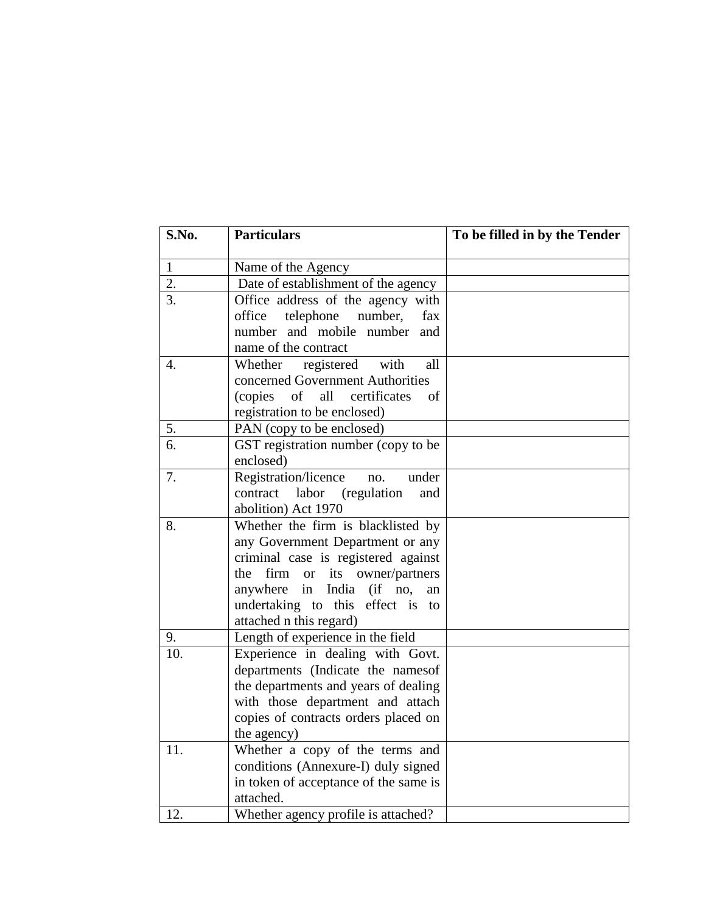| S.No. | Particulars | To be filled in by the Tender |
|---|---|---|
| 1 | Name of the Agency | |
| 2. | Date of establishment of the agency | |
| 3. | Office address of the agency with office telephone number, fax number and mobile number and name of the contract | |
| 4. | Whether registered with all concerned Government Authorities (copies of all certificates of registration to be enclosed) | |
| 5. | PAN (copy to be enclosed) | |
| 6. | GST registration number (copy to be enclosed) | |
| 7. | Registration/licence no. under contract labor (regulation and abolition) Act 1970 | |
| 8. | Whether the firm is blacklisted by any Government Department or any criminal case is registered against the firm or its owner/partners anywhere in India (if no, an undertaking to this effect is to attached n this regard) | |
| 9. | Length of experience in the field | |
| 10. | Experience in dealing with Govt. departments (Indicate the namesof the departments and years of dealing with those department and attach copies of contracts orders placed on the agency) | |
| 11. | Whether a copy of the terms and conditions (Annexure-I) duly signed in token of acceptance of the same is attached. | |
| 12. | Whether agency profile is attached? | |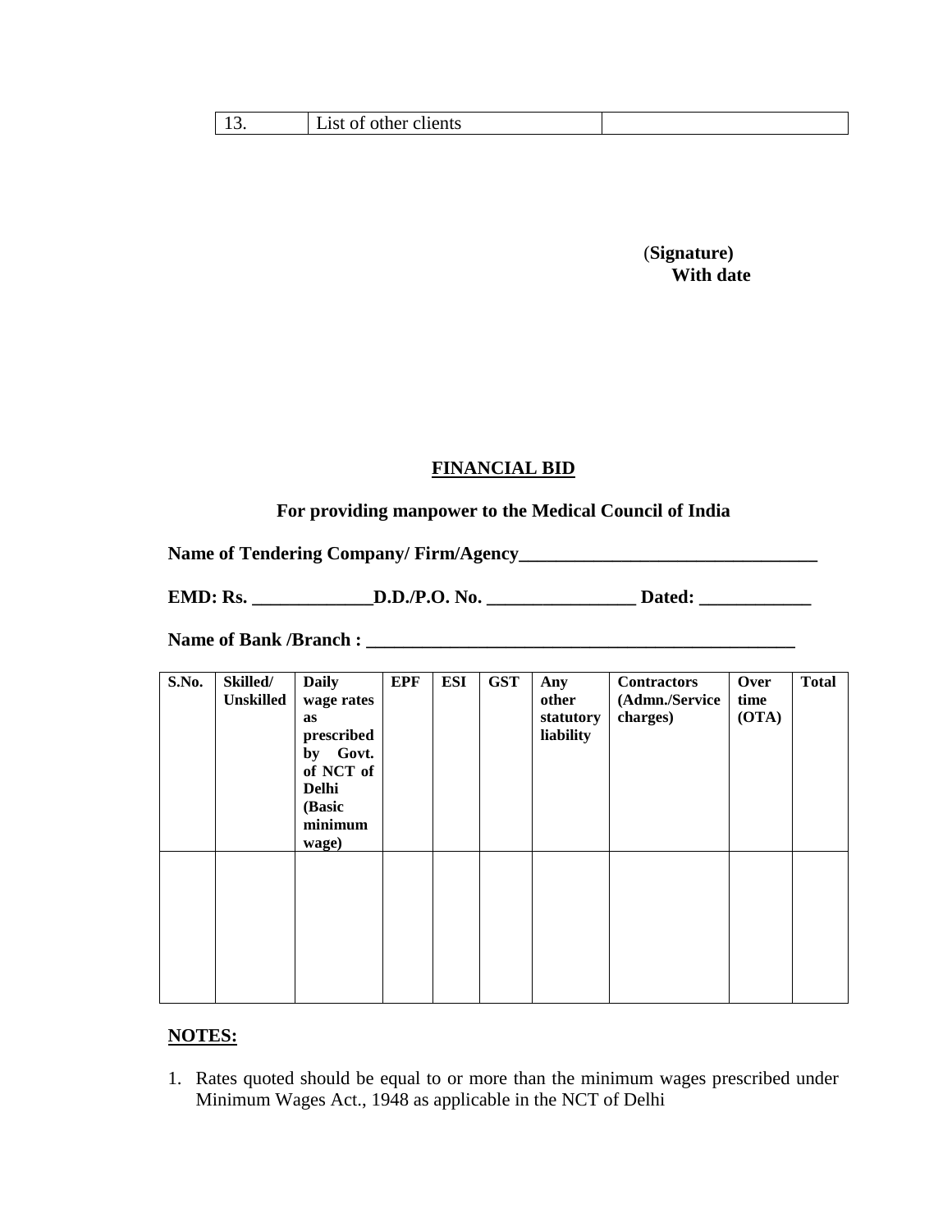| 13. | List of other clients | |
|---|---|---|

(**Signature)**
**With date**

## FINANCIAL BID

**For providing manpower to the Medical Council of India**

**Name of Tendering Company/ Firm/Agency________________________________**

**EMD: Rs. _____________D.D./P.O. No. ________________ Dated: ____________**

**Name of Bank /Branch : ________________________________________________**

| S.No. | Skilled/ Unskilled | Daily wage rates as prescribed by Govt. of NCT of Delhi (Basic minimum wage) | EPF | ESI | GST | Any other statutory liability | Contractors (Admn./Service charges) | Over time (OTA) | Total |
|---|---|---|---|---|---|---|---|---|---|
| | | | | | | | | | |

**NOTES:**

1. Rates quoted should be equal to or more than the minimum wages prescribed under Minimum Wages Act., 1948 as applicable in the NCT of Delhi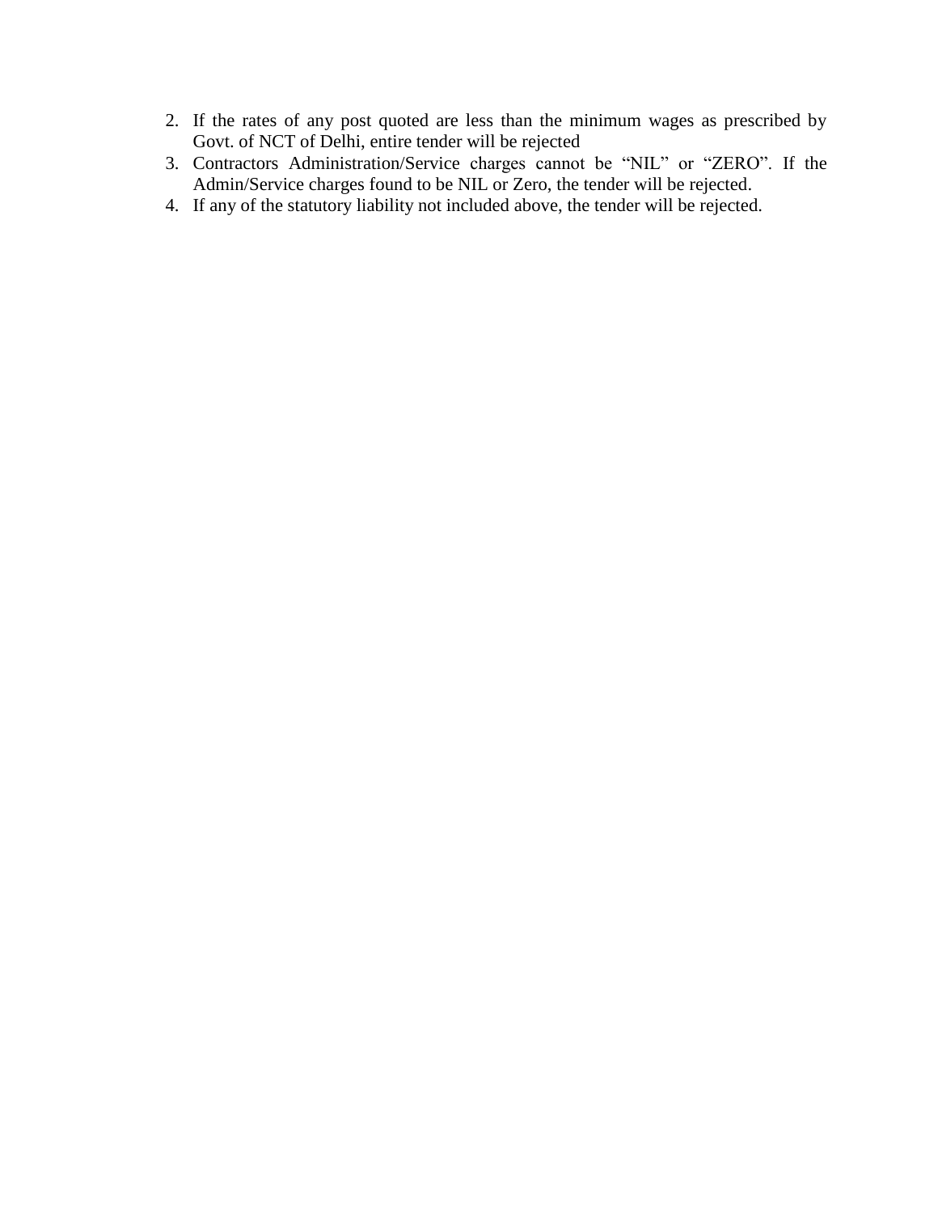2. If the rates of any post quoted are less than the minimum wages as prescribed by Govt. of NCT of Delhi, entire tender will be rejected
3. Contractors Administration/Service charges cannot be “NIL” or “ZERO”. If the Admin/Service charges found to be NIL or Zero, the tender will be rejected.
4. If any of the statutory liability not included above, the tender will be rejected.